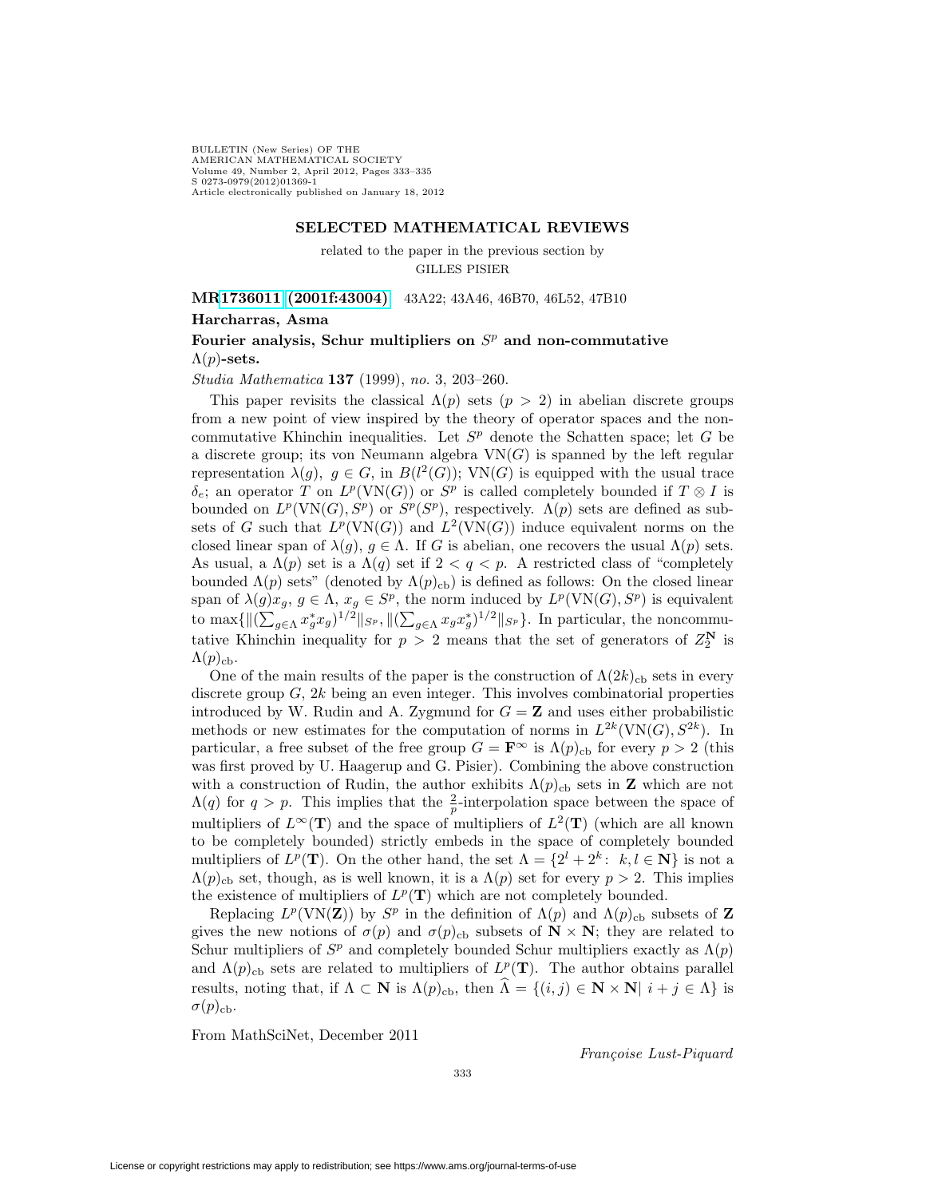## SELECTED MATHEMATICAL REVIEWS

related to the paper in the previous section by
GILLES PISIER

**MR1736011 (2001f:43004)** 43A22; 43A46, 46B70, 46L52, 47B10

**Harcharras, Asma**

**Fourier analysis, Schur multipliers on $S^p$ and non-commutative $\Lambda(p)$-sets.**

*Studia Mathematica* **137** (1999), *no.* 3, 203–260.

This paper revisits the classical $\Lambda(p)$ sets ($p > 2$) in abelian discrete groups from a new point of view inspired by the theory of operator spaces and the non-commutative Khinchin inequalities. Let $S^p$ denote the Schatten space; let $G$ be a discrete group; its von Neumann algebra $\mathrm{VN}(G)$ is spanned by the left regular representation $\lambda(g)$, $g \in G$, in $B(l^2(G))$; $\mathrm{VN}(G)$ is equipped with the usual trace $\delta_e$; an operator $T$ on $L^p(\mathrm{VN}(G))$ or $S^p$ is called completely bounded if $T \otimes I$ is bounded on $L^p(\mathrm{VN}(G), S^p)$ or $S^p(S^p)$, respectively. $\Lambda(p)$ sets are defined as subsets of $G$ such that $L^p(\mathrm{VN}(G))$ and $L^2(\mathrm{VN}(G))$ induce equivalent norms on the closed linear span of $\lambda(g)$, $g \in \Lambda$. If $G$ is abelian, one recovers the usual $\Lambda(p)$ sets. As usual, a $\Lambda(p)$ set is a $\Lambda(q)$ set if $2 < q < p$. A restricted class of "completely bounded $\Lambda(p)$ sets" (denoted by $\Lambda(p)_{\mathrm{cb}}$) is defined as follows: On the closed linear span of $\lambda(g)x_g$, $g \in \Lambda$, $x_g \in S^p$, the norm induced by $L^p(\mathrm{VN}(G), S^p)$ is equivalent to $\max\{\|(\sum_{g\in\Lambda} x_g^* x_g)^{1/2}\|_{S^p}, \|(\sum_{g\in\Lambda} x_g x_g^*)^{1/2}\|_{S^p}\}$. In particular, the noncommutative Khinchin inequality for $p > 2$ means that the set of generators of $Z_2^{\mathbf{N}}$ is $\Lambda(p)_{\mathrm{cb}}$.

One of the main results of the paper is the construction of $\Lambda(2k)_{\mathrm{cb}}$ sets in every discrete group $G$, $2k$ being an even integer. This involves combinatorial properties introduced by W. Rudin and A. Zygmund for $G = \mathbf{Z}$ and uses either probabilistic methods or new estimates for the computation of norms in $L^{2k}(\mathrm{VN}(G), S^{2k})$. In particular, a free subset of the free group $G = \mathbf{F}^\infty$ is $\Lambda(p)_{\mathrm{cb}}$ for every $p > 2$ (this was first proved by U. Haagerup and G. Pisier). Combining the above construction with a construction of Rudin, the author exhibits $\Lambda(p)_{\mathrm{cb}}$ sets in $\mathbf{Z}$ which are not $\Lambda(q)$ for $q > p$. This implies that the $\frac{2}{p}$-interpolation space between the space of multipliers of $L^\infty(\mathbf{T})$ and the space of multipliers of $L^2(\mathbf{T})$ (which are all known to be completely bounded) strictly embeds in the space of completely bounded multipliers of $L^p(\mathbf{T})$. On the other hand, the set $\Lambda = \{2^l + 2^k\colon\ k, l \in \mathbf{N}\}$ is not a $\Lambda(p)_{\mathrm{cb}}$ set, though, as is well known, it is a $\Lambda(p)$ set for every $p > 2$. This implies the existence of multipliers of $L^p(\mathbf{T})$ which are not completely bounded.

Replacing $L^p(\mathrm{VN}(\mathbf{Z}))$ by $S^p$ in the definition of $\Lambda(p)$ and $\Lambda(p)_{\mathrm{cb}}$ subsets of $\mathbf{Z}$ gives the new notions of $\sigma(p)$ and $\sigma(p)_{\mathrm{cb}}$ subsets of $\mathbf{N} \times \mathbf{N}$; they are related to Schur multipliers of $S^p$ and completely bounded Schur multipliers exactly as $\Lambda(p)$ and $\Lambda(p)_{\mathrm{cb}}$ sets are related to multipliers of $L^p(\mathbf{T})$. The author obtains parallel results, noting that, if $\Lambda \subset \mathbf{N}$ is $\Lambda(p)_{\mathrm{cb}}$, then $\widehat{\Lambda} = \{(i, j) \in \mathbf{N} \times \mathbf{N} \mid i + j \in \Lambda\}$ is $\sigma(p)_{\mathrm{cb}}$.

From MathSciNet, December 2011

*Françoise Lust-Piquard*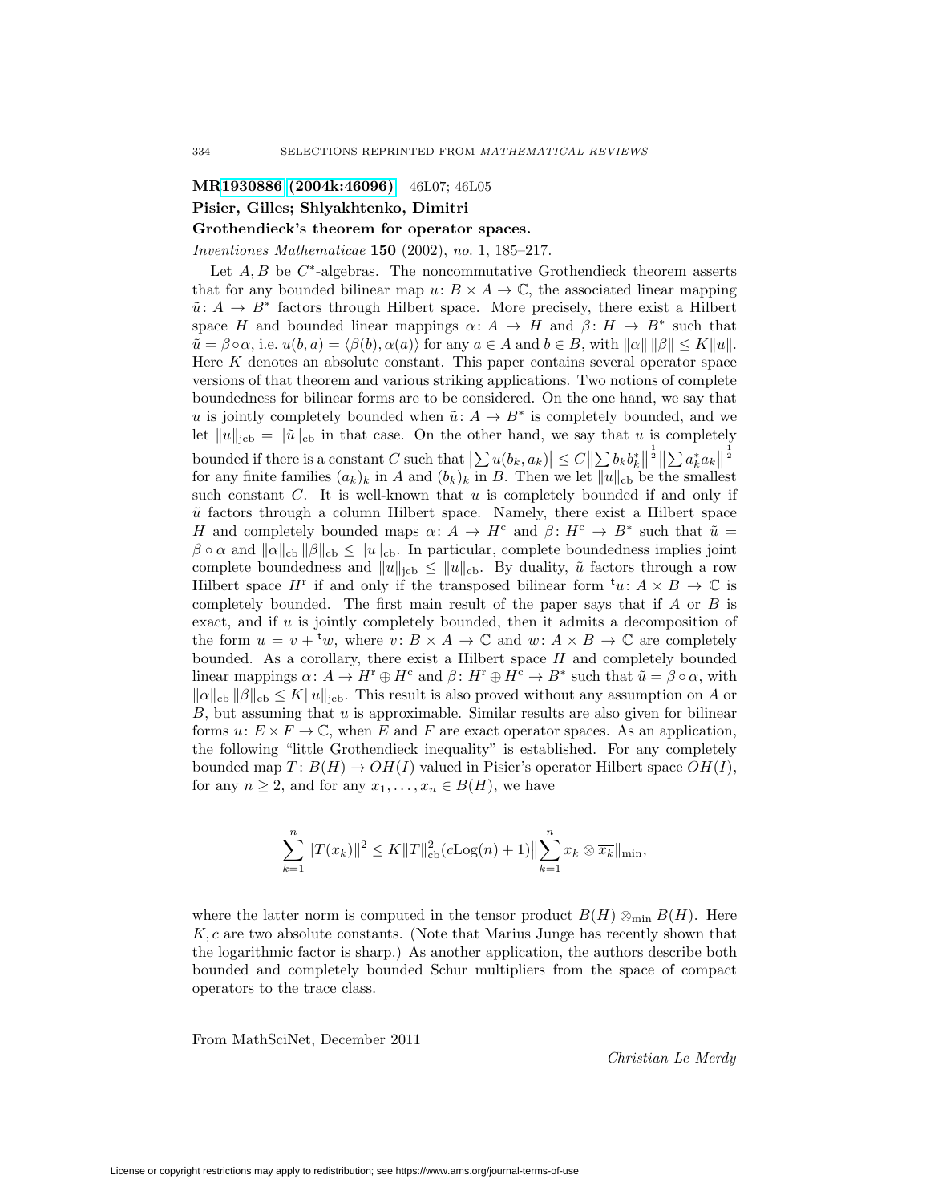**MR1930886 (2004k:46096)** 46L07; 46L05

**Pisier, Gilles; Shlyakhtenko, Dimitri**

**Grothendieck's theorem for operator spaces.**

*Inventiones Mathematicae* **150** (2002), *no.* 1, 185–217.

Let $A, B$ be $C^*$-algebras. The noncommutative Grothendieck theorem asserts that for any bounded bilinear map $u\colon B \times A \to \mathbb{C}$, the associated linear mapping $\tilde{u}\colon A \to B^*$ factors through Hilbert space. More precisely, there exist a Hilbert space $H$ and bounded linear mappings $\alpha\colon A \to H$ and $\beta\colon H \to B^*$ such that $\tilde{u} = \beta \circ \alpha$, i.e. $u(b, a) = \langle \beta(b), \alpha(a) \rangle$ for any $a \in A$ and $b \in B$, with $\|\alpha\|\,\|\beta\| \leq K\|u\|$. Here $K$ denotes an absolute constant. This paper contains several operator space versions of that theorem and various striking applications. Two notions of complete boundedness for bilinear forms are to be considered. On the one hand, we say that $u$ is jointly completely bounded when $\tilde{u}\colon A \to B^*$ is completely bounded, and we let $\|u\|_{\rm jcb} = \|\tilde{u}\|_{\rm cb}$ in that case. On the other hand, we say that $u$ is completely bounded if there is a constant $C$ such that $\left|\sum u(b_k, a_k)\right| \leq C \left\|\sum b_k b_k^*\right\|^{\frac{1}{2}} \left\|\sum a_k^* a_k\right\|^{\frac{1}{2}}$ for any finite families $(a_k)_k$ in $A$ and $(b_k)_k$ in $B$. Then we let $\|u\|_{\rm cb}$ be the smallest such constant $C$. It is well-known that $u$ is completely bounded if and only if $\tilde{u}$ factors through a column Hilbert space. Namely, there exist a Hilbert space $H$ and completely bounded maps $\alpha\colon A \to H^{\rm c}$ and $\beta\colon H^{\rm c} \to B^*$ such that $\tilde{u} = \beta \circ \alpha$ and $\|\alpha\|_{\rm cb}\,\|\beta\|_{\rm cb} \leq \|u\|_{\rm cb}$. In particular, complete boundedness implies joint complete boundedness and $\|u\|_{\rm jcb} \leq \|u\|_{\rm cb}$. By duality, $\tilde{u}$ factors through a row Hilbert space $H^{\rm r}$ if and only if the transposed bilinear form ${}^{\rm t}u\colon A \times B \to \mathbb{C}$ is completely bounded. The first main result of the paper says that if $A$ or $B$ is exact, and if $u$ is jointly completely bounded, then it admits a decomposition of the form $u = v + {}^{\rm t}w$, where $v\colon B \times A \to \mathbb{C}$ and $w\colon A \times B \to \mathbb{C}$ are completely bounded. As a corollary, there exist a Hilbert space $H$ and completely bounded linear mappings $\alpha\colon A \to H^{\rm r} \oplus H^{\rm c}$ and $\beta\colon H^{\rm r} \oplus H^{\rm c} \to B^*$ such that $\tilde{u} = \beta \circ \alpha$, with $\|\alpha\|_{\rm cb}\,\|\beta\|_{\rm cb} \leq K\|u\|_{\rm jcb}$. This result is also proved without any assumption on $A$ or $B$, but assuming that $u$ is approximable. Similar results are also given for bilinear forms $u\colon E \times F \to \mathbb{C}$, when $E$ and $F$ are exact operator spaces. As an application, the following "little Grothendieck inequality" is established. For any completely bounded map $T\colon B(H) \to OH(I)$ valued in Pisier's operator Hilbert space $OH(I)$, for any $n \geq 2$, and for any $x_1, \ldots, x_n \in B(H)$, we have

$$\sum_{k=1}^{n} \|T(x_k)\|^2 \leq K\|T\|_{\rm cb}^2 (c{\rm Log}(n) + 1) \Big\| \sum_{k=1}^{n} x_k \otimes \overline{x_k} \|_{\min},$$

where the latter norm is computed in the tensor product $B(H) \otimes_{\min} B(H)$. Here $K, c$ are two absolute constants. (Note that Marius Junge has recently shown that the logarithmic factor is sharp.) As another application, the authors describe both bounded and completely bounded Schur multipliers from the space of compact operators to the trace class.

From MathSciNet, December 2011

*Christian Le Merdy*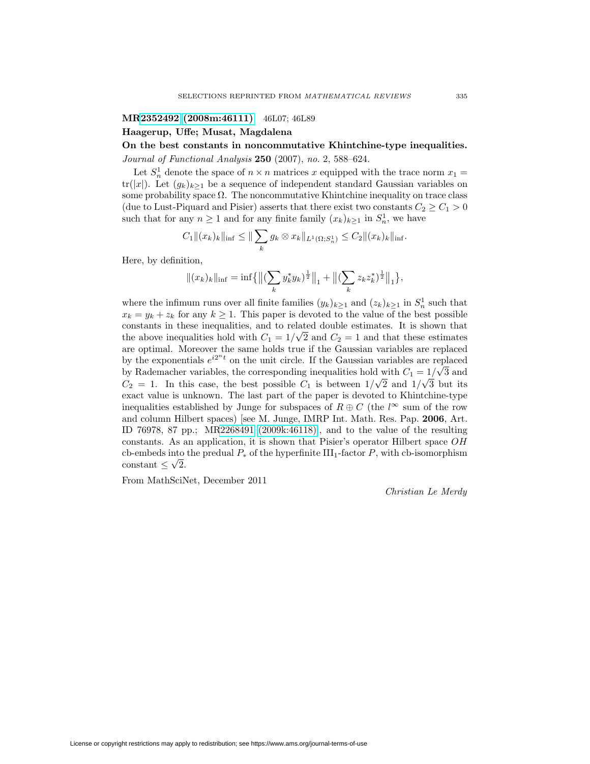**MR2352492 (2008m:46111)** 46L07; 46L89

**Haagerup, Uffe; Musat, Magdalena**

**On the best constants in noncommutative Khintchine-type inequalities.**

*Journal of Functional Analysis* **250** (2007), *no.* 2, 588–624.

Let $S_n^1$ denote the space of $n \times n$ matrices $x$ equipped with the trace norm $x_1 = \mathrm{tr}(|x|)$. Let $(g_k)_{k\geq 1}$ be a sequence of independent standard Gaussian variables on some probability space $\Omega$. The noncommutative Khintchine inequality on trace class (due to Lust-Piquard and Pisier) asserts that there exist two constants $C_2 \geq C_1 > 0$ such that for any $n \geq 1$ and for any finite family $(x_k)_{k\geq 1}$ in $S_n^1$, we have

$$C_1 \|(x_k)_k\|_{\inf} \leq \|\sum_k g_k \otimes x_k\|_{L^1(\Omega; S_n^1)} \leq C_2 \|(x_k)_k\|_{\inf}.$$

Here, by definition,

$$\|(x_k)_k\|_{\inf} = \inf\big\{\big\|(\sum_k y_k^* y_k)^{\frac{1}{2}}\big\|_1 + \big\|(\sum_k z_k z_k^*)^{\frac{1}{2}}\big\|_1\big\},$$

where the infimum runs over all finite families $(y_k)_{k\geq 1}$ and $(z_k)_{k\geq 1}$ in $S_n^1$ such that $x_k = y_k + z_k$ for any $k \geq 1$. This paper is devoted to the value of the best possible constants in these inequalities, and to related double estimates. It is shown that the above inequalities hold with $C_1 = 1/\sqrt{2}$ and $C_2 = 1$ and that these estimates are optimal. Moreover the same holds true if the Gaussian variables are replaced by the exponentials $e^{i2^n t}$ on the unit circle. If the Gaussian variables are replaced by Rademacher variables, the corresponding inequalities hold with $C_1 = 1/\sqrt{3}$ and $C_2 = 1$. In this case, the best possible $C_1$ is between $1/\sqrt{2}$ and $1/\sqrt{3}$ but its exact value is unknown. The last part of the paper is devoted to Khintchine-type inequalities established by Junge for subspaces of $R \oplus C$ (the $l^\infty$ sum of the row and column Hilbert spaces) [see M. Junge, IMRP Int. Math. Res. Pap. **2006**, Art. ID 76978, 87 pp.; MR2268491 (2009k:46118)], and to the value of the resulting constants. As an application, it is shown that Pisier's operator Hilbert space $OH$ cb-embeds into the predual $P_*$ of the hyperfinite $\mathrm{III}_1$-factor $P$, with cb-isomorphism constant $\leq \sqrt{2}$.

From MathSciNet, December 2011

*Christian Le Merdy*